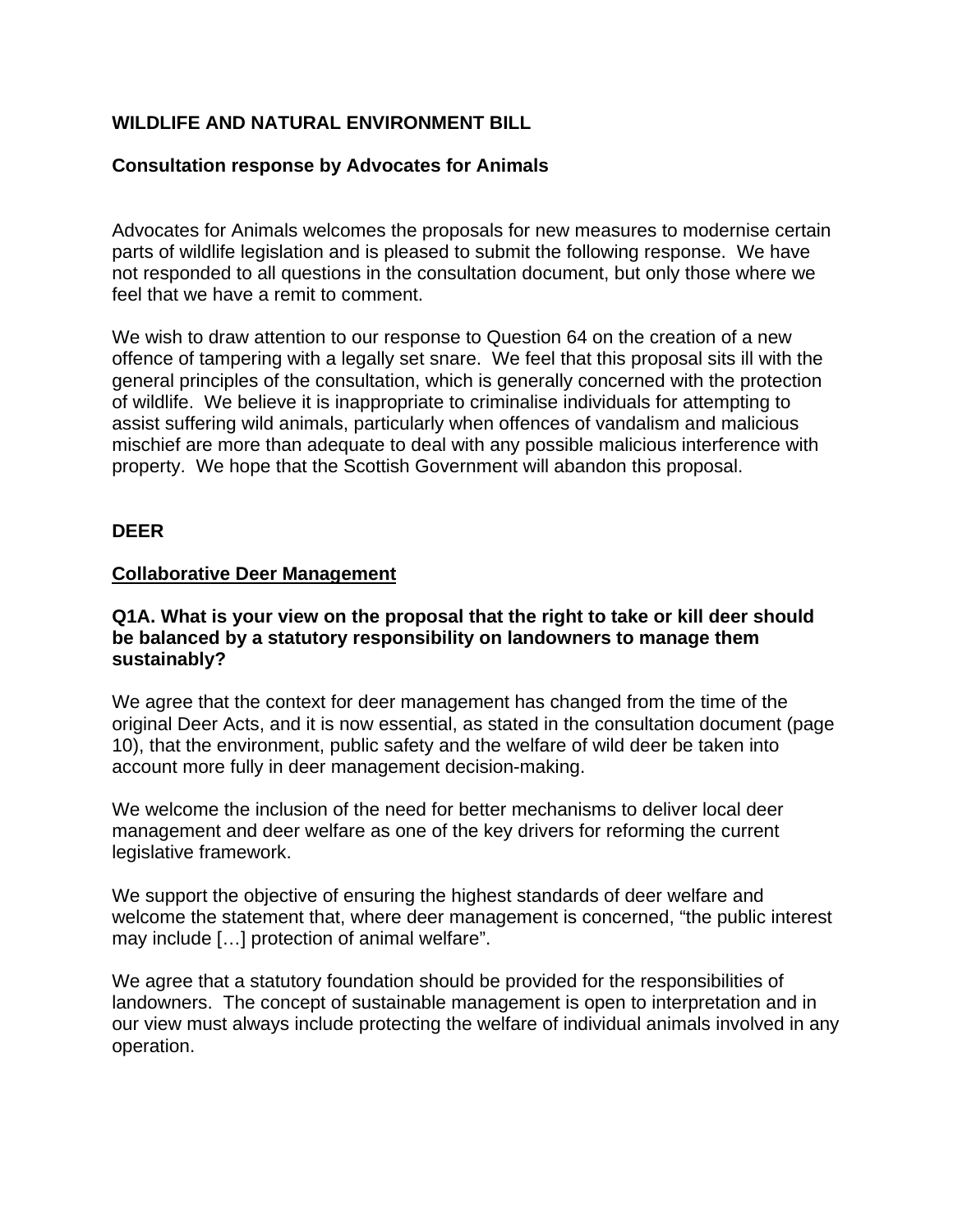# WILDLIFE AND NATURAL ENVIRONMENT BILL

## Consultation response by Advocates for Animals

Advocates for Animals welcomes the proposals for new measures to modernise certain parts of wildlife legislation and is pleased to submit the following response. We have not responded to all questions in the consultation document, but only those where we feel that we have a remit to comment.

We wish to draw attention to our response to Question 64 on the creation of a new offence of tampering with a legally set snare. We feel that this proposal sits ill with the general principles of the consultation, which is generally concerned with the protection of wildlife. We believe it is inappropriate to criminalise individuals for attempting to assist suffering wild animals, particularly when offences of vandalism and malicious mischief are more than adequate to deal with any possible malicious interference with property. We hope that the Scottish Government will abandon this proposal.

## DEER

### Collaborative Deer Management

**Q1A. What is your view on the proposal that the right to take or kill deer should be balanced by a statutory responsibility on landowners to manage them sustainably?**

We agree that the context for deer management has changed from the time of the original Deer Acts, and it is now essential, as stated in the consultation document (page 10), that the environment, public safety and the welfare of wild deer be taken into account more fully in deer management decision-making.

We welcome the inclusion of the need for better mechanisms to deliver local deer management and deer welfare as one of the key drivers for reforming the current legislative framework.

We support the objective of ensuring the highest standards of deer welfare and welcome the statement that, where deer management is concerned, "the public interest may include […] protection of animal welfare".

We agree that a statutory foundation should be provided for the responsibilities of landowners. The concept of sustainable management is open to interpretation and in our view must always include protecting the welfare of individual animals involved in any operation.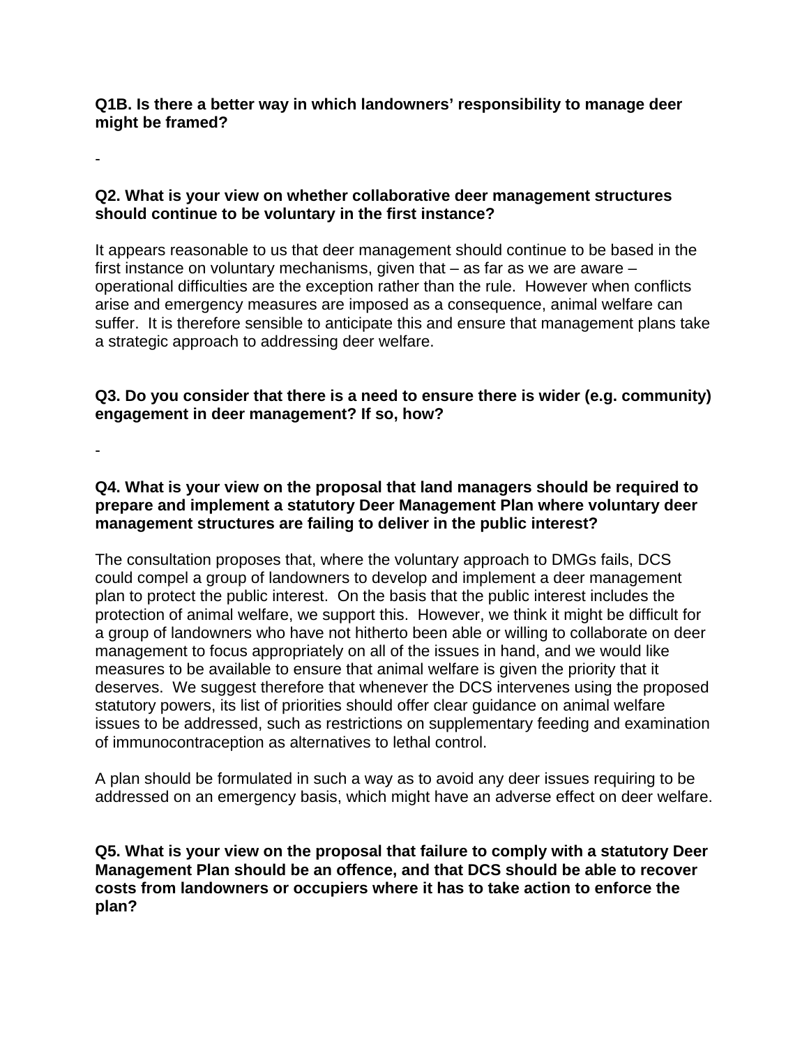**Q1B. Is there a better way in which landowners' responsibility to manage deer might be framed?**

-

**Q2. What is your view on whether collaborative deer management structures should continue to be voluntary in the first instance?**

It appears reasonable to us that deer management should continue to be based in the first instance on voluntary mechanisms, given that – as far as we are aware – operational difficulties are the exception rather than the rule. However when conflicts arise and emergency measures are imposed as a consequence, animal welfare can suffer. It is therefore sensible to anticipate this and ensure that management plans take a strategic approach to addressing deer welfare.

**Q3. Do you consider that there is a need to ensure there is wider (e.g. community) engagement in deer management? If so, how?**

-

**Q4. What is your view on the proposal that land managers should be required to prepare and implement a statutory Deer Management Plan where voluntary deer management structures are failing to deliver in the public interest?**

The consultation proposes that, where the voluntary approach to DMGs fails, DCS could compel a group of landowners to develop and implement a deer management plan to protect the public interest. On the basis that the public interest includes the protection of animal welfare, we support this. However, we think it might be difficult for a group of landowners who have not hitherto been able or willing to collaborate on deer management to focus appropriately on all of the issues in hand, and we would like measures to be available to ensure that animal welfare is given the priority that it deserves. We suggest therefore that whenever the DCS intervenes using the proposed statutory powers, its list of priorities should offer clear guidance on animal welfare issues to be addressed, such as restrictions on supplementary feeding and examination of immunocontraception as alternatives to lethal control.

A plan should be formulated in such a way as to avoid any deer issues requiring to be addressed on an emergency basis, which might have an adverse effect on deer welfare.

**Q5. What is your view on the proposal that failure to comply with a statutory Deer Management Plan should be an offence, and that DCS should be able to recover costs from landowners or occupiers where it has to take action to enforce the plan?**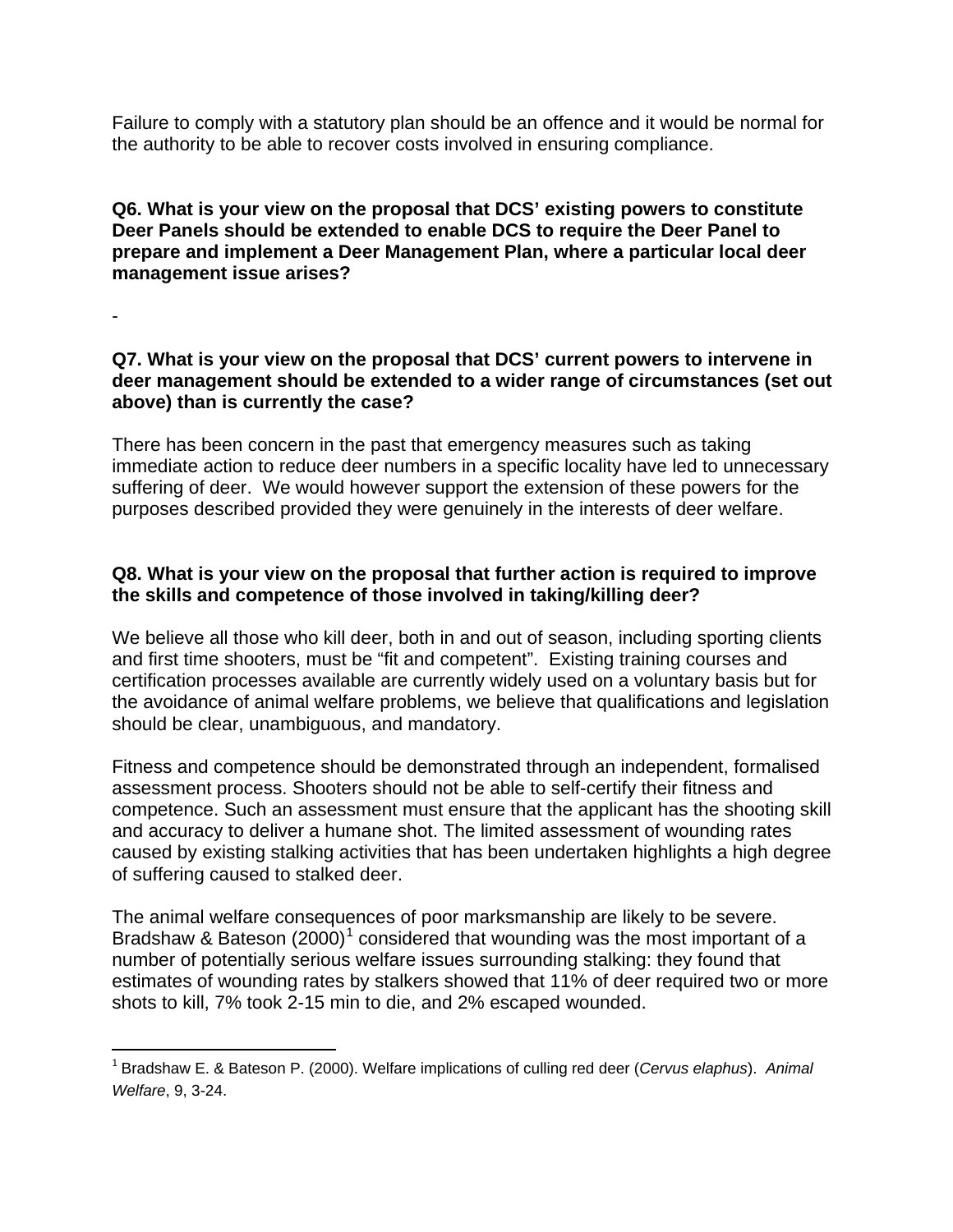Failure to comply with a statutory plan should be an offence and it would be normal for the authority to be able to recover costs involved in ensuring compliance.

**Q6. What is your view on the proposal that DCS' existing powers to constitute Deer Panels should be extended to enable DCS to require the Deer Panel to prepare and implement a Deer Management Plan, where a particular local deer management issue arises?**

-

**Q7. What is your view on the proposal that DCS' current powers to intervene in deer management should be extended to a wider range of circumstances (set out above) than is currently the case?**

There has been concern in the past that emergency measures such as taking immediate action to reduce deer numbers in a specific locality have led to unnecessary suffering of deer. We would however support the extension of these powers for the purposes described provided they were genuinely in the interests of deer welfare.

**Q8. What is your view on the proposal that further action is required to improve the skills and competence of those involved in taking/killing deer?**

We believe all those who kill deer, both in and out of season, including sporting clients and first time shooters, must be "fit and competent". Existing training courses and certification processes available are currently widely used on a voluntary basis but for the avoidance of animal welfare problems, we believe that qualifications and legislation should be clear, unambiguous, and mandatory.

Fitness and competence should be demonstrated through an independent, formalised assessment process. Shooters should not be able to self-certify their fitness and competence. Such an assessment must ensure that the applicant has the shooting skill and accuracy to deliver a humane shot. The limited assessment of wounding rates caused by existing stalking activities that has been undertaken highlights a high degree of suffering caused to stalked deer.

The animal welfare consequences of poor marksmanship are likely to be severe. Bradshaw & Bateson (2000)[1] considered that wounding was the most important of a number of potentially serious welfare issues surrounding stalking: they found that estimates of wounding rates by stalkers showed that 11% of deer required two or more shots to kill, 7% took 2-15 min to die, and 2% escaped wounded.

[1] Bradshaw E. & Bateson P. (2000). Welfare implications of culling red deer (*Cervus elaphus*). *Animal Welfare*, 9, 3-24.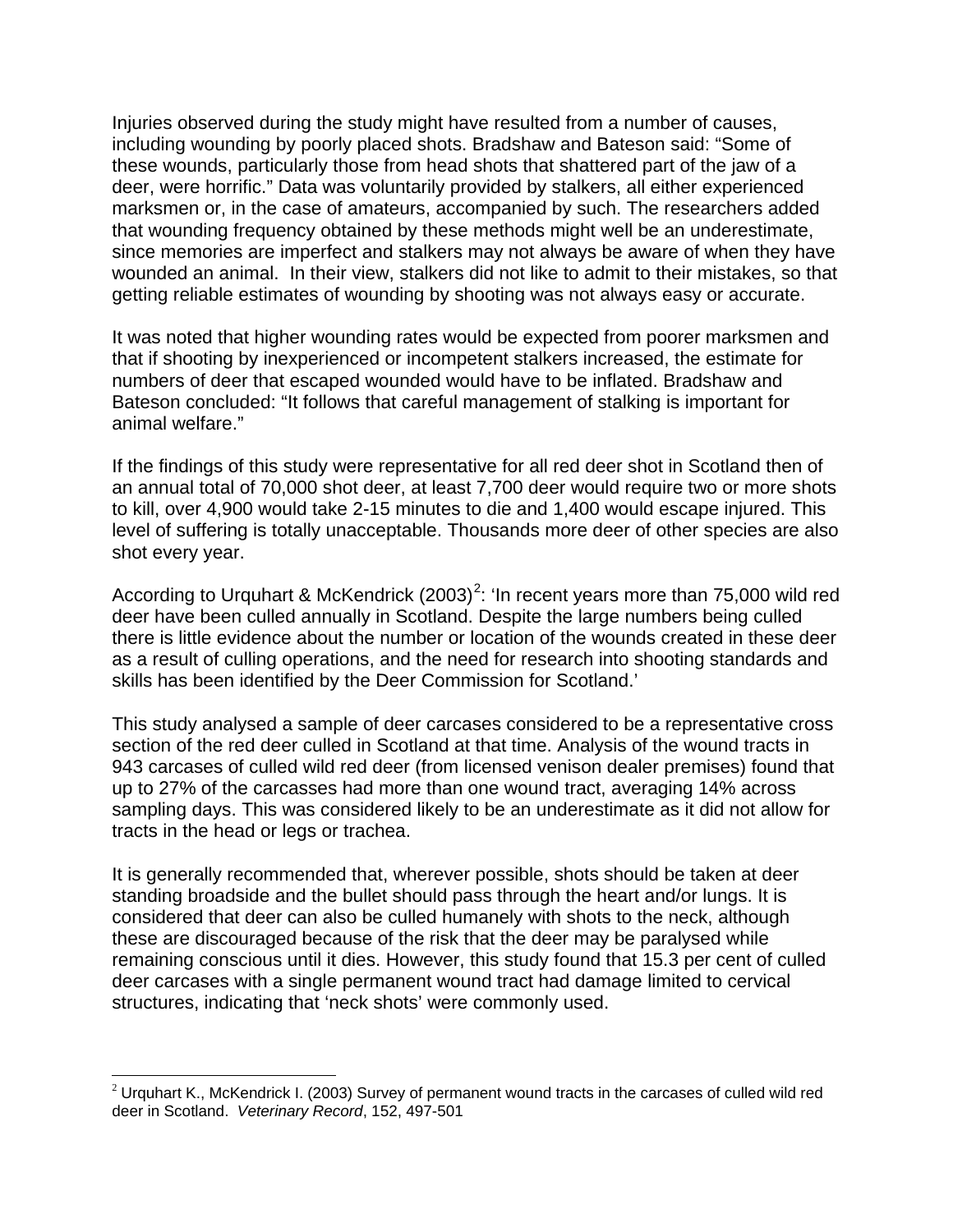Injuries observed during the study might have resulted from a number of causes, including wounding by poorly placed shots. Bradshaw and Bateson said: "Some of these wounds, particularly those from head shots that shattered part of the jaw of a deer, were horrific." Data was voluntarily provided by stalkers, all either experienced marksmen or, in the case of amateurs, accompanied by such. The researchers added that wounding frequency obtained by these methods might well be an underestimate, since memories are imperfect and stalkers may not always be aware of when they have wounded an animal. In their view, stalkers did not like to admit to their mistakes, so that getting reliable estimates of wounding by shooting was not always easy or accurate.

It was noted that higher wounding rates would be expected from poorer marksmen and that if shooting by inexperienced or incompetent stalkers increased, the estimate for numbers of deer that escaped wounded would have to be inflated. Bradshaw and Bateson concluded: "It follows that careful management of stalking is important for animal welfare."

If the findings of this study were representative for all red deer shot in Scotland then of an annual total of 70,000 shot deer, at least 7,700 deer would require two or more shots to kill, over 4,900 would take 2-15 minutes to die and 1,400 would escape injured. This level of suffering is totally unacceptable. Thousands more deer of other species are also shot every year.

According to Urquhart & McKendrick (2003)[2]: 'In recent years more than 75,000 wild red deer have been culled annually in Scotland. Despite the large numbers being culled there is little evidence about the number or location of the wounds created in these deer as a result of culling operations, and the need for research into shooting standards and skills has been identified by the Deer Commission for Scotland.'

This study analysed a sample of deer carcases considered to be a representative cross section of the red deer culled in Scotland at that time. Analysis of the wound tracts in 943 carcasses of culled wild red deer (from licensed venison dealer premises) found that up to 27% of the carcasses had more than one wound tract, averaging 14% across sampling days. This was considered likely to be an underestimate as it did not allow for tracts in the head or legs or trachea.

It is generally recommended that, wherever possible, shots should be taken at deer standing broadside and the bullet should pass through the heart and/or lungs. It is considered that deer can also be culled humanely with shots to the neck, although these are discouraged because of the risk that the deer may be paralysed while remaining conscious until it dies. However, this study found that 15.3 per cent of culled deer carcases with a single permanent wound tract had damage limited to cervical structures, indicating that 'neck shots' were commonly used.

---

[2] Urquhart K., McKendrick I. (2003) Survey of permanent wound tracts in the carcases of culled wild red deer in Scotland. *Veterinary Record*, 152, 497-501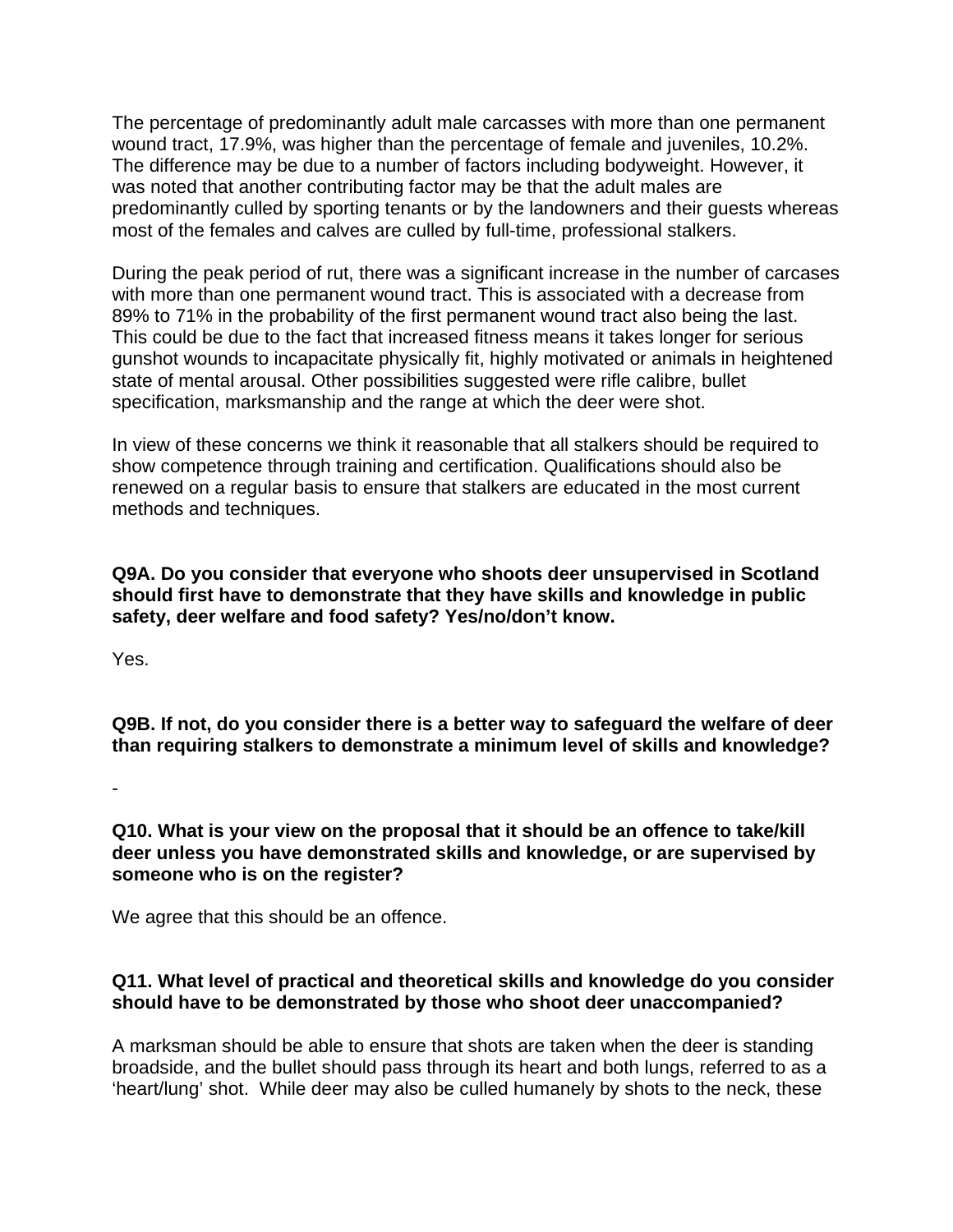The percentage of predominantly adult male carcasses with more than one permanent wound tract, 17.9%, was higher than the percentage of female and juveniles, 10.2%. The difference may be due to a number of factors including bodyweight. However, it was noted that another contributing factor may be that the adult males are predominantly culled by sporting tenants or by the landowners and their guests whereas most of the females and calves are culled by full-time, professional stalkers.

During the peak period of rut, there was a significant increase in the number of carcases with more than one permanent wound tract. This is associated with a decrease from 89% to 71% in the probability of the first permanent wound tract also being the last. This could be due to the fact that increased fitness means it takes longer for serious gunshot wounds to incapacitate physically fit, highly motivated or animals in heightened state of mental arousal. Other possibilities suggested were rifle calibre, bullet specification, marksmanship and the range at which the deer were shot.

In view of these concerns we think it reasonable that all stalkers should be required to show competence through training and certification. Qualifications should also be renewed on a regular basis to ensure that stalkers are educated in the most current methods and techniques.

**Q9A. Do you consider that everyone who shoots deer unsupervised in Scotland should first have to demonstrate that they have skills and knowledge in public safety, deer welfare and food safety? Yes/no/don't know.**

Yes.

**Q9B. If not, do you consider there is a better way to safeguard the welfare of deer than requiring stalkers to demonstrate a minimum level of skills and knowledge?**

-

**Q10. What is your view on the proposal that it should be an offence to take/kill deer unless you have demonstrated skills and knowledge, or are supervised by someone who is on the register?**

We agree that this should be an offence.

**Q11. What level of practical and theoretical skills and knowledge do you consider should have to be demonstrated by those who shoot deer unaccompanied?**

A marksman should be able to ensure that shots are taken when the deer is standing broadside, and the bullet should pass through its heart and both lungs, referred to as a 'heart/lung' shot. While deer may also be culled humanely by shots to the neck, these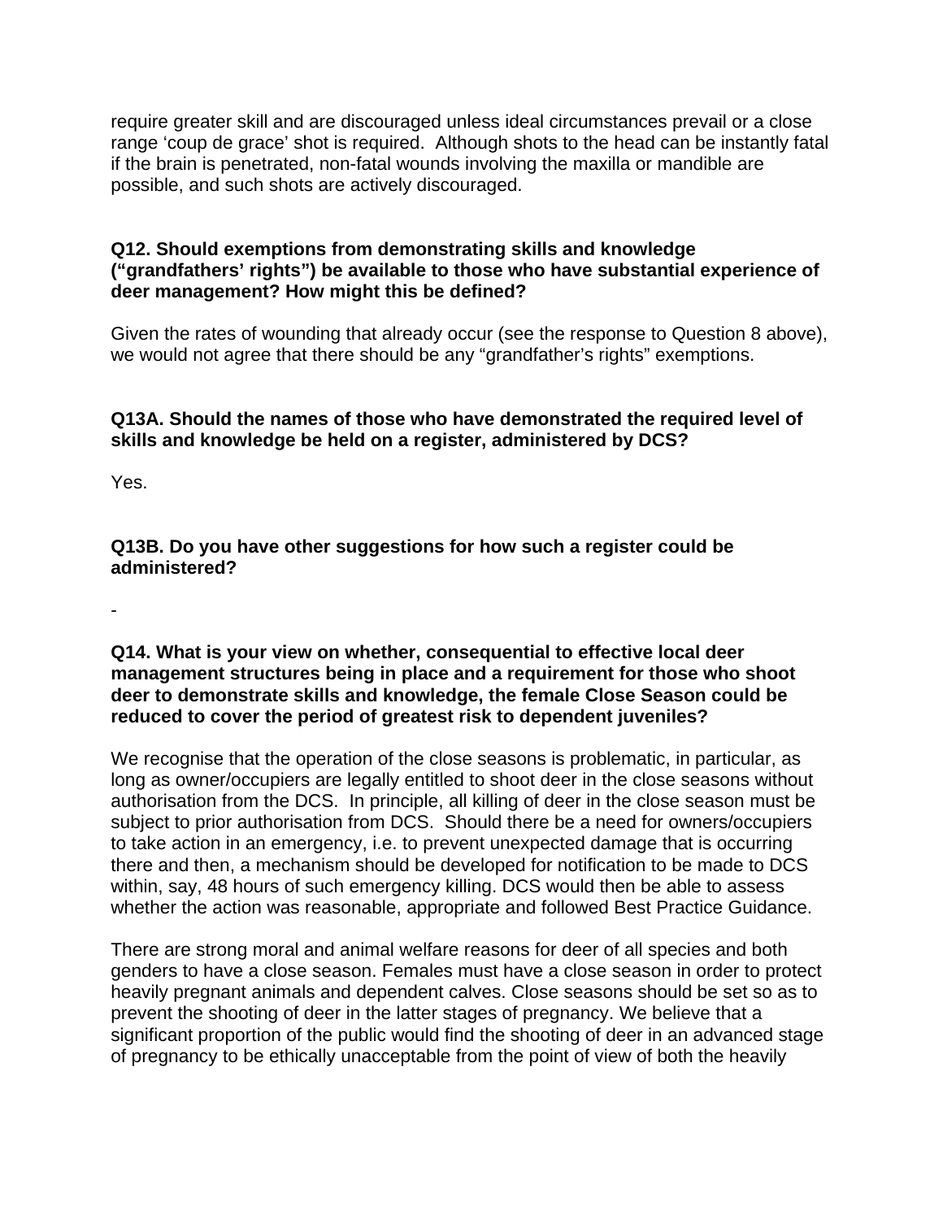require greater skill and are discouraged unless ideal circumstances prevail or a close range 'coup de grace' shot is required. Although shots to the head can be instantly fatal if the brain is penetrated, non-fatal wounds involving the maxilla or mandible are possible, and such shots are actively discouraged.

**Q12. Should exemptions from demonstrating skills and knowledge ("grandfathers' rights") be available to those who have substantial experience of deer management? How might this be defined?**

Given the rates of wounding that already occur (see the response to Question 8 above), we would not agree that there should be any "grandfather's rights" exemptions.

**Q13A. Should the names of those who have demonstrated the required level of skills and knowledge be held on a register, administered by DCS?**

Yes.

**Q13B. Do you have other suggestions for how such a register could be administered?**

-

**Q14. What is your view on whether, consequential to effective local deer management structures being in place and a requirement for those who shoot deer to demonstrate skills and knowledge, the female Close Season could be reduced to cover the period of greatest risk to dependent juveniles?**

We recognise that the operation of the close seasons is problematic, in particular, as long as owner/occupiers are legally entitled to shoot deer in the close seasons without authorisation from the DCS. In principle, all killing of deer in the close season must be subject to prior authorisation from DCS. Should there be a need for owners/occupiers to take action in an emergency, i.e. to prevent unexpected damage that is occurring there and then, a mechanism should be developed for notification to be made to DCS within, say, 48 hours of such emergency killing. DCS would then be able to assess whether the action was reasonable, appropriate and followed Best Practice Guidance.

There are strong moral and animal welfare reasons for deer of all species and both genders to have a close season. Females must have a close season in order to protect heavily pregnant animals and dependent calves. Close seasons should be set so as to prevent the shooting of deer in the latter stages of pregnancy. We believe that a significant proportion of the public would find the shooting of deer in an advanced stage of pregnancy to be ethically unacceptable from the point of view of both the heavily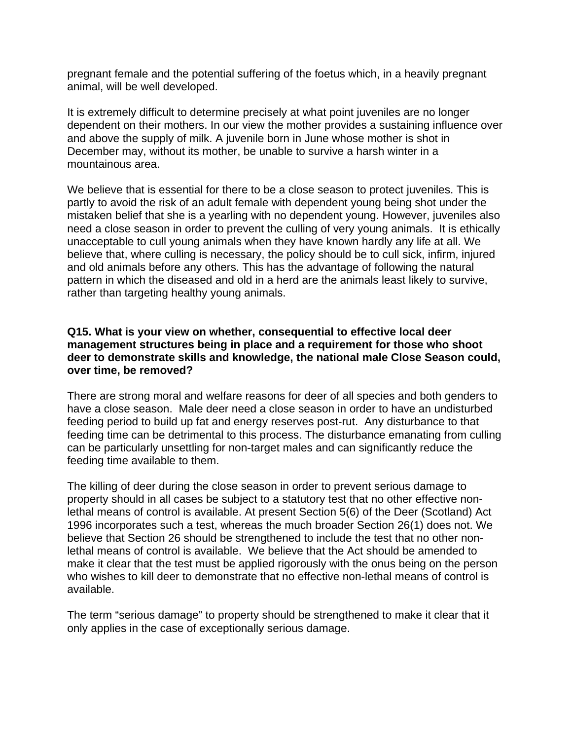pregnant female and the potential suffering of the foetus which, in a heavily pregnant animal, will be well developed.

It is extremely difficult to determine precisely at what point juveniles are no longer dependent on their mothers. In our view the mother provides a sustaining influence over and above the supply of milk. A juvenile born in June whose mother is shot in December may, without its mother, be unable to survive a harsh winter in a mountainous area.

We believe that is essential for there to be a close season to protect juveniles. This is partly to avoid the risk of an adult female with dependent young being shot under the mistaken belief that she is a yearling with no dependent young. However, juveniles also need a close season in order to prevent the culling of very young animals. It is ethically unacceptable to cull young animals when they have known hardly any life at all. We believe that, where culling is necessary, the policy should be to cull sick, infirm, injured and old animals before any others. This has the advantage of following the natural pattern in which the diseased and old in a herd are the animals least likely to survive, rather than targeting healthy young animals.

**Q15. What is your view on whether, consequential to effective local deer management structures being in place and a requirement for those who shoot deer to demonstrate skills and knowledge, the national male Close Season could, over time, be removed?**

There are strong moral and welfare reasons for deer of all species and both genders to have a close season. Male deer need a close season in order to have an undisturbed feeding period to build up fat and energy reserves post-rut. Any disturbance to that feeding time can be detrimental to this process. The disturbance emanating from culling can be particularly unsettling for non-target males and can significantly reduce the feeding time available to them.

The killing of deer during the close season in order to prevent serious damage to property should in all cases be subject to a statutory test that no other effective non-lethal means of control is available. At present Section 5(6) of the Deer (Scotland) Act 1996 incorporates such a test, whereas the much broader Section 26(1) does not. We believe that Section 26 should be strengthened to include the test that no other non-lethal means of control is available. We believe that the Act should be amended to make it clear that the test must be applied rigorously with the onus being on the person who wishes to kill deer to demonstrate that no effective non-lethal means of control is available.

The term "serious damage" to property should be strengthened to make it clear that it only applies in the case of exceptionally serious damage.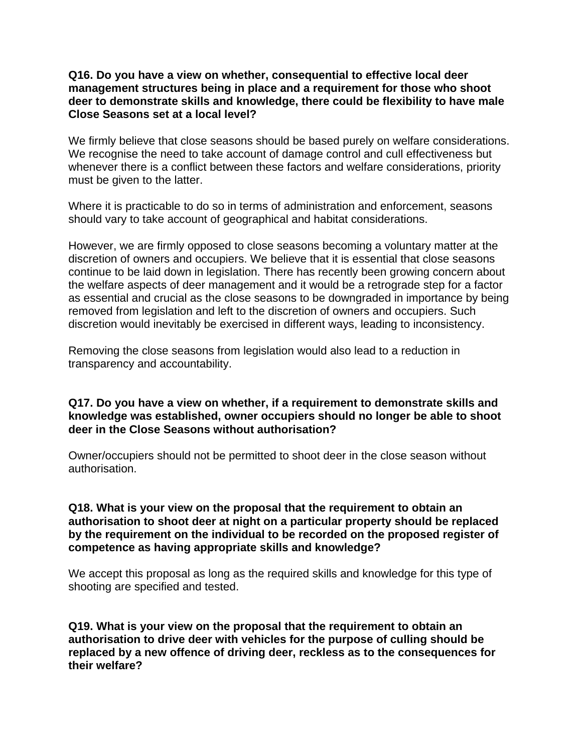**Q16. Do you have a view on whether, consequential to effective local deer management structures being in place and a requirement for those who shoot deer to demonstrate skills and knowledge, there could be flexibility to have male Close Seasons set at a local level?**

We firmly believe that close seasons should be based purely on welfare considerations. We recognise the need to take account of damage control and cull effectiveness but whenever there is a conflict between these factors and welfare considerations, priority must be given to the latter.

Where it is practicable to do so in terms of administration and enforcement, seasons should vary to take account of geographical and habitat considerations.

However, we are firmly opposed to close seasons becoming a voluntary matter at the discretion of owners and occupiers. We believe that it is essential that close seasons continue to be laid down in legislation. There has recently been growing concern about the welfare aspects of deer management and it would be a retrograde step for a factor as essential and crucial as the close seasons to be downgraded in importance by being removed from legislation and left to the discretion of owners and occupiers. Such discretion would inevitably be exercised in different ways, leading to inconsistency.

Removing the close seasons from legislation would also lead to a reduction in transparency and accountability.

**Q17. Do you have a view on whether, if a requirement to demonstrate skills and knowledge was established, owner occupiers should no longer be able to shoot deer in the Close Seasons without authorisation?**

Owner/occupiers should not be permitted to shoot deer in the close season without authorisation.

**Q18. What is your view on the proposal that the requirement to obtain an authorisation to shoot deer at night on a particular property should be replaced by the requirement on the individual to be recorded on the proposed register of competence as having appropriate skills and knowledge?**

We accept this proposal as long as the required skills and knowledge for this type of shooting are specified and tested.

**Q19. What is your view on the proposal that the requirement to obtain an authorisation to drive deer with vehicles for the purpose of culling should be replaced by a new offence of driving deer, reckless as to the consequences for their welfare?**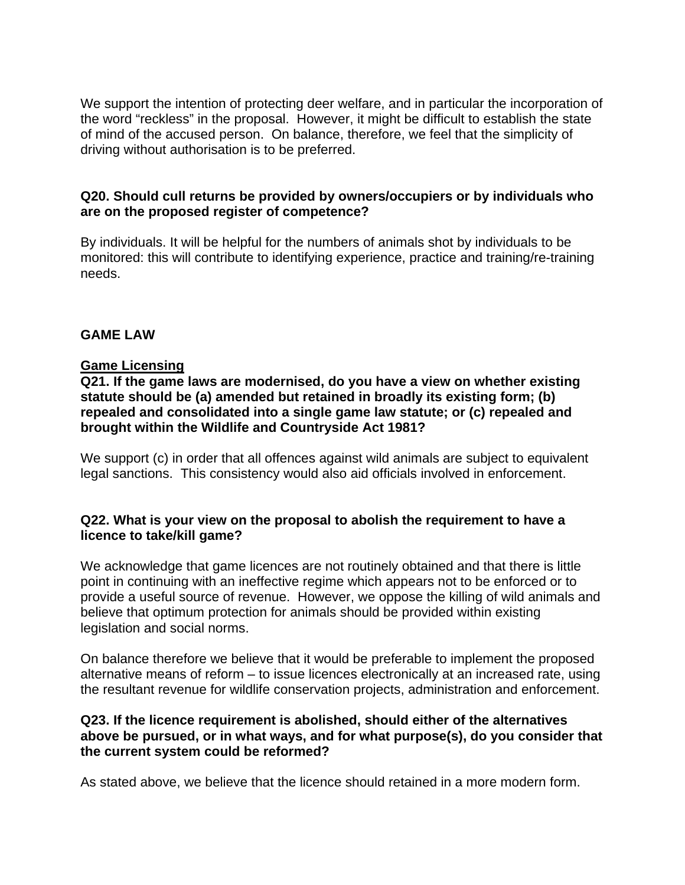We support the intention of protecting deer welfare, and in particular the incorporation of the word “reckless” in the proposal. However, it might be difficult to establish the state of mind of the accused person. On balance, therefore, we feel that the simplicity of driving without authorisation is to be preferred.

**Q20. Should cull returns be provided by owners/occupiers or by individuals who are on the proposed register of competence?**

By individuals. It will be helpful for the numbers of animals shot by individuals to be monitored: this will contribute to identifying experience, practice and training/re-training needs.

## GAME LAW

### Game Licensing

**Q21. If the game laws are modernised, do you have a view on whether existing statute should be (a) amended but retained in broadly its existing form; (b) repealed and consolidated into a single game law statute; or (c) repealed and brought within the Wildlife and Countryside Act 1981?**

We support (c) in order that all offences against wild animals are subject to equivalent legal sanctions. This consistency would also aid officials involved in enforcement.

**Q22. What is your view on the proposal to abolish the requirement to have a licence to take/kill game?**

We acknowledge that game licences are not routinely obtained and that there is little point in continuing with an ineffective regime which appears not to be enforced or to provide a useful source of revenue. However, we oppose the killing of wild animals and believe that optimum protection for animals should be provided within existing legislation and social norms.

On balance therefore we believe that it would be preferable to implement the proposed alternative means of reform – to issue licences electronically at an increased rate, using the resultant revenue for wildlife conservation projects, administration and enforcement.

**Q23. If the licence requirement is abolished, should either of the alternatives above be pursued, or in what ways, and for what purpose(s), do you consider that the current system could be reformed?**

As stated above, we believe that the licence should retained in a more modern form.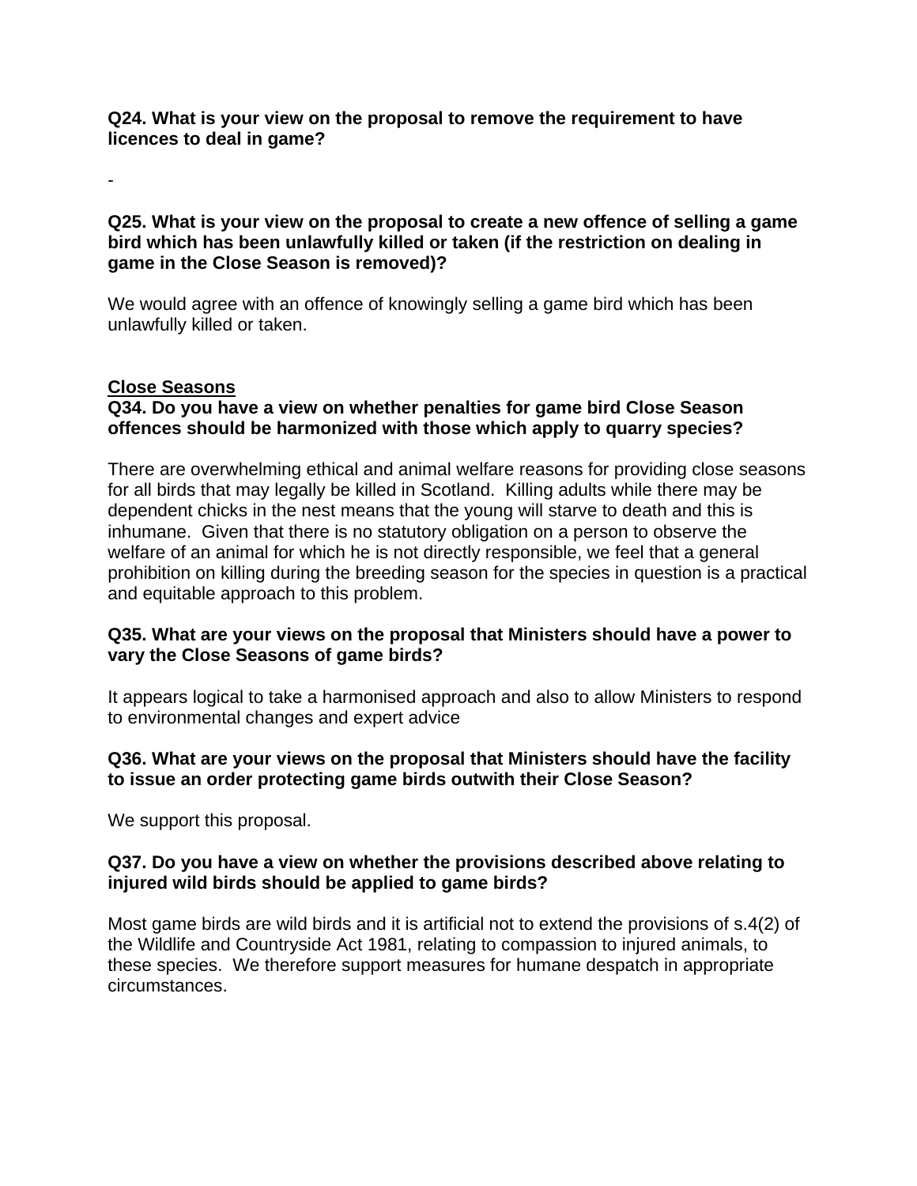**Q24. What is your view on the proposal to remove the requirement to have licences to deal in game?**

-

**Q25. What is your view on the proposal to create a new offence of selling a game bird which has been unlawfully killed or taken (if the restriction on dealing in game in the Close Season is removed)?**

We would agree with an offence of knowingly selling a game bird which has been unlawfully killed or taken.

**<u>Close Seasons</u>**

**Q34. Do you have a view on whether penalties for game bird Close Season offences should be harmonized with those which apply to quarry species?**

There are overwhelming ethical and animal welfare reasons for providing close seasons for all birds that may legally be killed in Scotland. Killing adults while there may be dependent chicks in the nest means that the young will starve to death and this is inhumane. Given that there is no statutory obligation on a person to observe the welfare of an animal for which he is not directly responsible, we feel that a general prohibition on killing during the breeding season for the species in question is a practical and equitable approach to this problem.

**Q35. What are your views on the proposal that Ministers should have a power to vary the Close Seasons of game birds?**

It appears logical to take a harmonised approach and also to allow Ministers to respond to environmental changes and expert advice

**Q36. What are your views on the proposal that Ministers should have the facility to issue an order protecting game birds outwith their Close Season?**

We support this proposal.

**Q37. Do you have a view on whether the provisions described above relating to injured wild birds should be applied to game birds?**

Most game birds are wild birds and it is artificial not to extend the provisions of s.4(2) of the Wildlife and Countryside Act 1981, relating to compassion to injured animals, to these species. We therefore support measures for humane despatch in appropriate circumstances.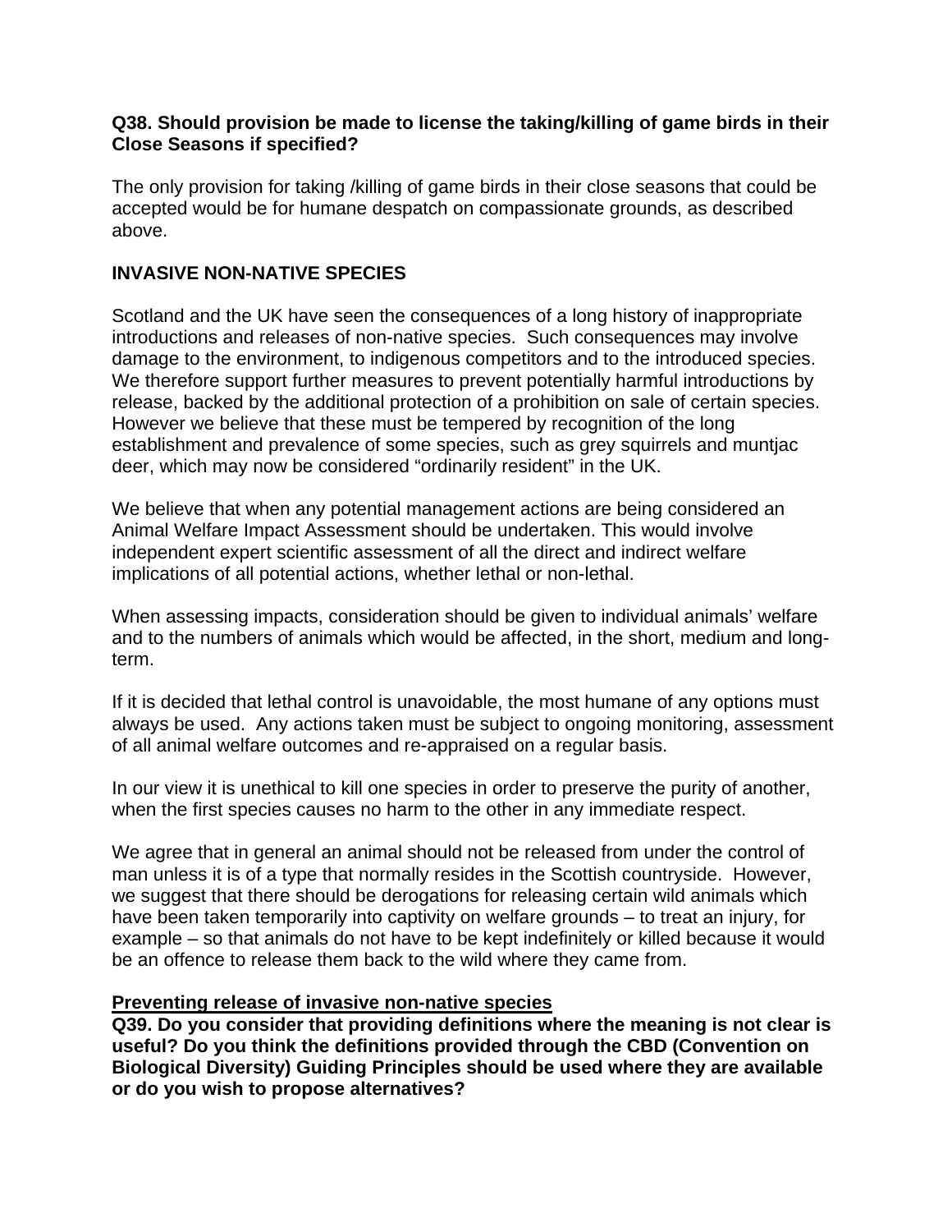**Q38. Should provision be made to license the taking/killing of game birds in their Close Seasons if specified?**

The only provision for taking /killing of game birds in their close seasons that could be accepted would be for humane despatch on compassionate grounds, as described above.

## INVASIVE NON-NATIVE SPECIES

Scotland and the UK have seen the consequences of a long history of inappropriate introductions and releases of non-native species. Such consequences may involve damage to the environment, to indigenous competitors and to the introduced species. We therefore support further measures to prevent potentially harmful introductions by release, backed by the additional protection of a prohibition on sale of certain species. However we believe that these must be tempered by recognition of the long establishment and prevalence of some species, such as grey squirrels and muntjac deer, which may now be considered "ordinarily resident" in the UK.

We believe that when any potential management actions are being considered an Animal Welfare Impact Assessment should be undertaken. This would involve independent expert scientific assessment of all the direct and indirect welfare implications of all potential actions, whether lethal or non-lethal.

When assessing impacts, consideration should be given to individual animals' welfare and to the numbers of animals which would be affected, in the short, medium and long-term.

If it is decided that lethal control is unavoidable, the most humane of any options must always be used. Any actions taken must be subject to ongoing monitoring, assessment of all animal welfare outcomes and re-appraised on a regular basis.

In our view it is unethical to kill one species in order to preserve the purity of another, when the first species causes no harm to the other in any immediate respect.

We agree that in general an animal should not be released from under the control of man unless it is of a type that normally resides in the Scottish countryside. However, we suggest that there should be derogations for releasing certain wild animals which have been taken temporarily into captivity on welfare grounds – to treat an injury, for example – so that animals do not have to be kept indefinitely or killed because it would be an offence to release them back to the wild where they came from.

<u>**Preventing release of invasive non-native species**</u>

**Q39. Do you consider that providing definitions where the meaning is not clear is useful? Do you think the definitions provided through the CBD (Convention on Biological Diversity) Guiding Principles should be used where they are available or do you wish to propose alternatives?**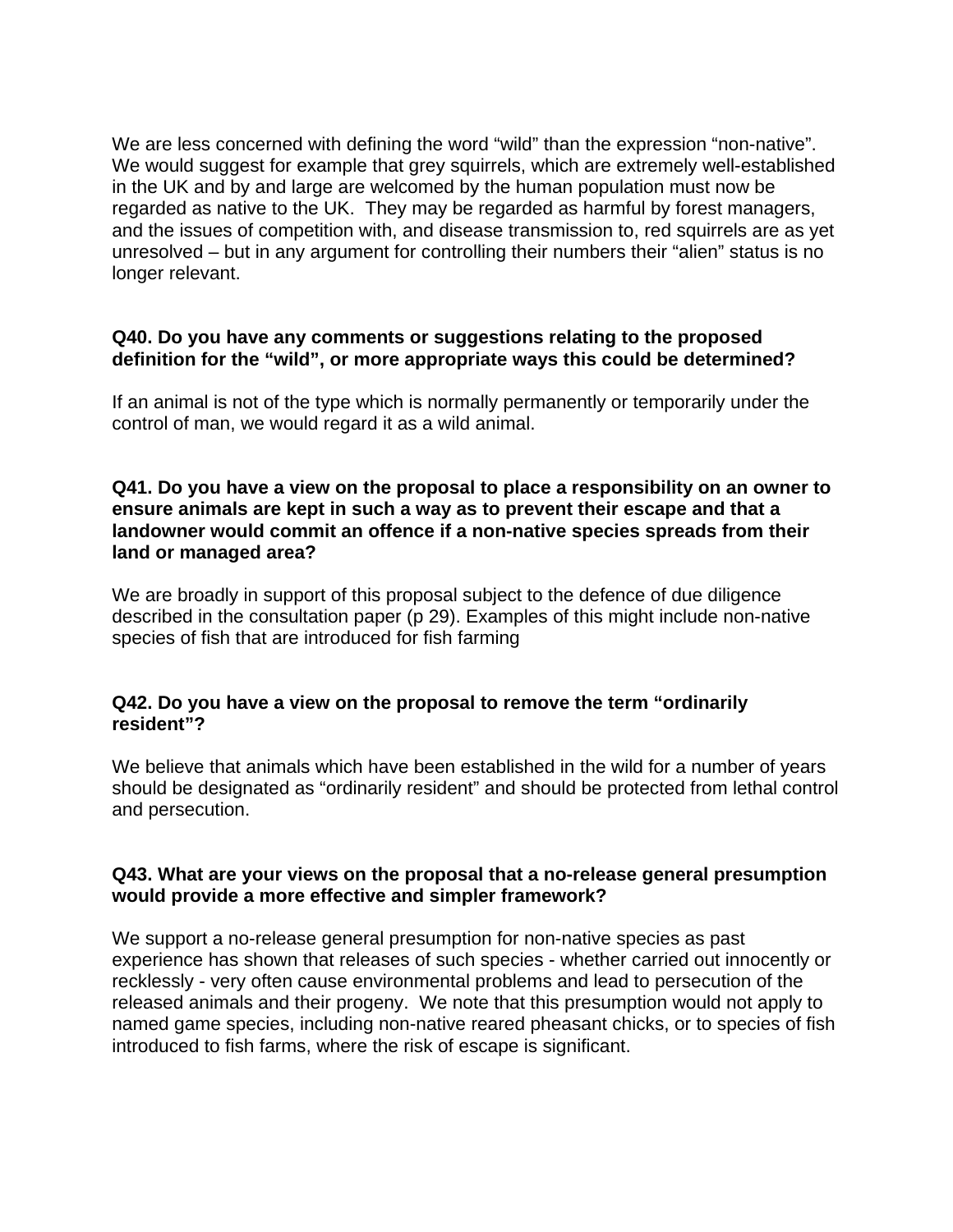We are less concerned with defining the word "wild" than the expression "non-native". We would suggest for example that grey squirrels, which are extremely well-established in the UK and by and large are welcomed by the human population must now be regarded as native to the UK. They may be regarded as harmful by forest managers, and the issues of competition with, and disease transmission to, red squirrels are as yet unresolved – but in any argument for controlling their numbers their "alien" status is no longer relevant.

**Q40. Do you have any comments or suggestions relating to the proposed definition for the "wild", or more appropriate ways this could be determined?**

If an animal is not of the type which is normally permanently or temporarily under the control of man, we would regard it as a wild animal.

**Q41. Do you have a view on the proposal to place a responsibility on an owner to ensure animals are kept in such a way as to prevent their escape and that a landowner would commit an offence if a non-native species spreads from their land or managed area?**

We are broadly in support of this proposal subject to the defence of due diligence described in the consultation paper (p 29). Examples of this might include non-native species of fish that are introduced for fish farming

**Q42. Do you have a view on the proposal to remove the term "ordinarily resident"?**

We believe that animals which have been established in the wild for a number of years should be designated as "ordinarily resident" and should be protected from lethal control and persecution.

**Q43. What are your views on the proposal that a no-release general presumption would provide a more effective and simpler framework?**

We support a no-release general presumption for non-native species as past experience has shown that releases of such species - whether carried out innocently or recklessly - very often cause environmental problems and lead to persecution of the released animals and their progeny. We note that this presumption would not apply to named game species, including non-native reared pheasant chicks, or to species of fish introduced to fish farms, where the risk of escape is significant.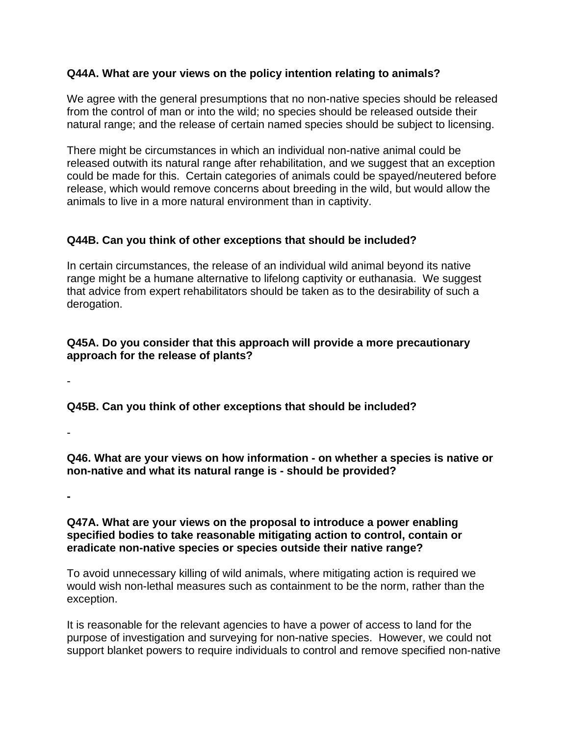**Q44A. What are your views on the policy intention relating to animals?**

We agree with the general presumptions that no non-native species should be released from the control of man or into the wild; no species should be released outside their natural range; and the release of certain named species should be subject to licensing.

There might be circumstances in which an individual non-native animal could be released outwith its natural range after rehabilitation, and we suggest that an exception could be made for this. Certain categories of animals could be spayed/neutered before release, which would remove concerns about breeding in the wild, but would allow the animals to live in a more natural environment than in captivity.

**Q44B. Can you think of other exceptions that should be included?**

In certain circumstances, the release of an individual wild animal beyond its native range might be a humane alternative to lifelong captivity or euthanasia. We suggest that advice from expert rehabilitators should be taken as to the desirability of such a derogation.

**Q45A. Do you consider that this approach will provide a more precautionary approach for the release of plants?**

-

**Q45B. Can you think of other exceptions that should be included?**

-

**Q46. What are your views on how information - on whether a species is native or non-native and what its natural range is - should be provided?**

**-**

**Q47A. What are your views on the proposal to introduce a power enabling specified bodies to take reasonable mitigating action to control, contain or eradicate non-native species or species outside their native range?**

To avoid unnecessary killing of wild animals, where mitigating action is required we would wish non-lethal measures such as containment to be the norm, rather than the exception.

It is reasonable for the relevant agencies to have a power of access to land for the purpose of investigation and surveying for non-native species. However, we could not support blanket powers to require individuals to control and remove specified non-native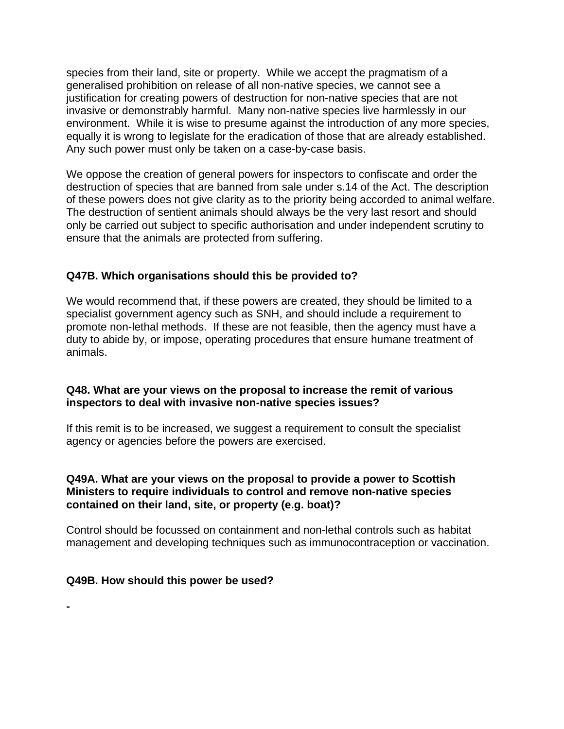species from their land, site or property. While we accept the pragmatism of a generalised prohibition on release of all non-native species, we cannot see a justification for creating powers of destruction for non-native species that are not invasive or demonstrably harmful. Many non-native species live harmlessly in our environment. While it is wise to presume against the introduction of any more species, equally it is wrong to legislate for the eradication of those that are already established. Any such power must only be taken on a case-by-case basis.

We oppose the creation of general powers for inspectors to confiscate and order the destruction of species that are banned from sale under s.14 of the Act. The description of these powers does not give clarity as to the priority being accorded to animal welfare. The destruction of sentient animals should always be the very last resort and should only be carried out subject to specific authorisation and under independent scrutiny to ensure that the animals are protected from suffering.

**Q47B. Which organisations should this be provided to?**

We would recommend that, if these powers are created, they should be limited to a specialist government agency such as SNH, and should include a requirement to promote non-lethal methods. If these are not feasible, then the agency must have a duty to abide by, or impose, operating procedures that ensure humane treatment of animals.

**Q48. What are your views on the proposal to increase the remit of various inspectors to deal with invasive non-native species issues?**

If this remit is to be increased, we suggest a requirement to consult the specialist agency or agencies before the powers are exercised.

**Q49A. What are your views on the proposal to provide a power to Scottish Ministers to require individuals to control and remove non-native species contained on their land, site, or property (e.g. boat)?**

Control should be focussed on containment and non-lethal controls such as habitat management and developing techniques such as immunocontraception or vaccination.

**Q49B. How should this power be used?**

-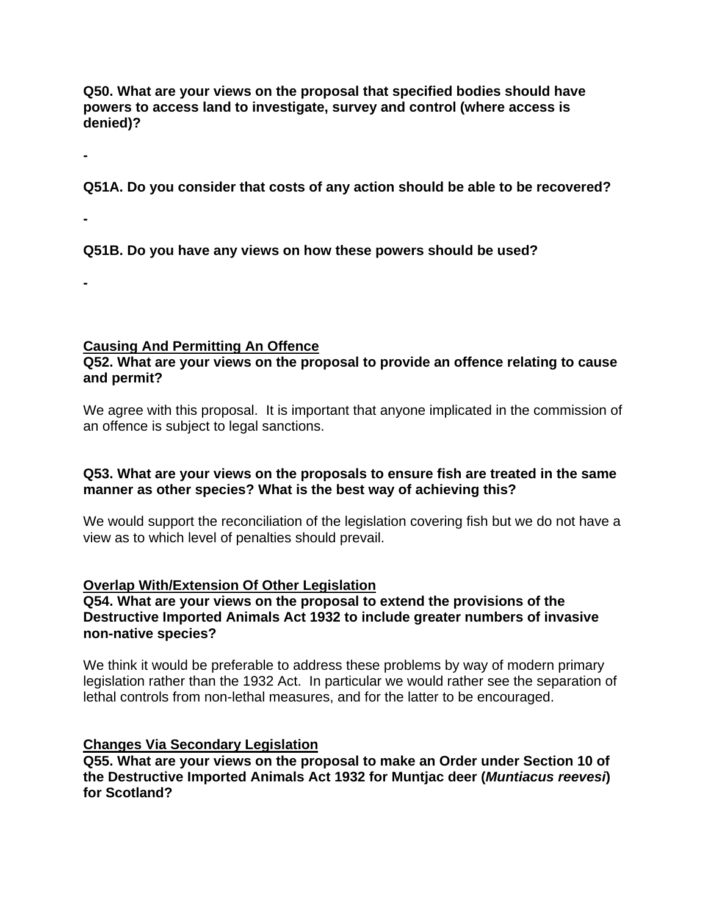**Q50. What are your views on the proposal that specified bodies should have powers to access land to investigate, survey and control (where access is denied)?**

-

**Q51A. Do you consider that costs of any action should be able to be recovered?**

-

**Q51B. Do you have any views on how these powers should be used?**

-

**Causing And Permitting An Offence**

**Q52. What are your views on the proposal to provide an offence relating to cause and permit?**

We agree with this proposal. It is important that anyone implicated in the commission of an offence is subject to legal sanctions.

**Q53. What are your views on the proposals to ensure fish are treated in the same manner as other species? What is the best way of achieving this?**

We would support the reconciliation of the legislation covering fish but we do not have a view as to which level of penalties should prevail.

**Overlap With/Extension Of Other Legislation**

**Q54. What are your views on the proposal to extend the provisions of the Destructive Imported Animals Act 1932 to include greater numbers of invasive non-native species?**

We think it would be preferable to address these problems by way of modern primary legislation rather than the 1932 Act. In particular we would rather see the separation of lethal controls from non-lethal measures, and for the latter to be encouraged.

**Changes Via Secondary Legislation**

**Q55. What are your views on the proposal to make an Order under Section 10 of the Destructive Imported Animals Act 1932 for Muntjac deer (*Muntiacus reevesi*) for Scotland?**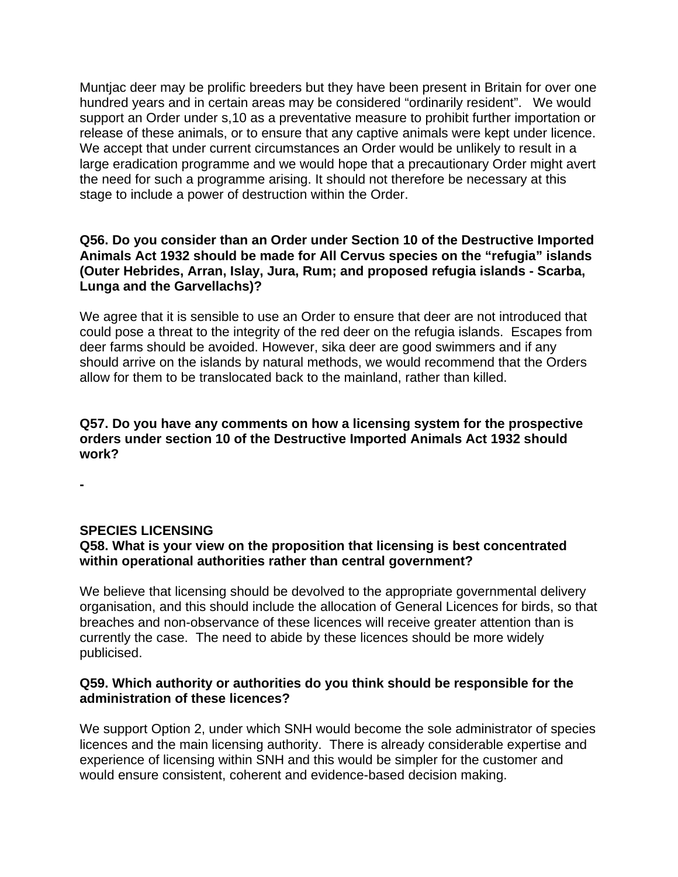Muntjac deer may be prolific breeders but they have been present in Britain for over one hundred years and in certain areas may be considered “ordinarily resident”. We would support an Order under s,10 as a preventative measure to prohibit further importation or release of these animals, or to ensure that any captive animals were kept under licence. We accept that under current circumstances an Order would be unlikely to result in a large eradication programme and we would hope that a precautionary Order might avert the need for such a programme arising. It should not therefore be necessary at this stage to include a power of destruction within the Order.

**Q56. Do you consider than an Order under Section 10 of the Destructive Imported Animals Act 1932 should be made for All Cervus species on the “refugia” islands (Outer Hebrides, Arran, Islay, Jura, Rum; and proposed refugia islands - Scarba, Lunga and the Garvellachs)?**

We agree that it is sensible to use an Order to ensure that deer are not introduced that could pose a threat to the integrity of the red deer on the refugia islands. Escapes from deer farms should be avoided. However, sika deer are good swimmers and if any should arrive on the islands by natural methods, we would recommend that the Orders allow for them to be translocated back to the mainland, rather than killed.

**Q57. Do you have any comments on how a licensing system for the prospective orders under section 10 of the Destructive Imported Animals Act 1932 should work?**

**-**

**SPECIES LICENSING**

**Q58. What is your view on the proposition that licensing is best concentrated within operational authorities rather than central government?**

We believe that licensing should be devolved to the appropriate governmental delivery organisation, and this should include the allocation of General Licences for birds, so that breaches and non-observance of these licences will receive greater attention than is currently the case. The need to abide by these licences should be more widely publicised.

**Q59. Which authority or authorities do you think should be responsible for the administration of these licences?**

We support Option 2, under which SNH would become the sole administrator of species licences and the main licensing authority. There is already considerable expertise and experience of licensing within SNH and this would be simpler for the customer and would ensure consistent, coherent and evidence-based decision making.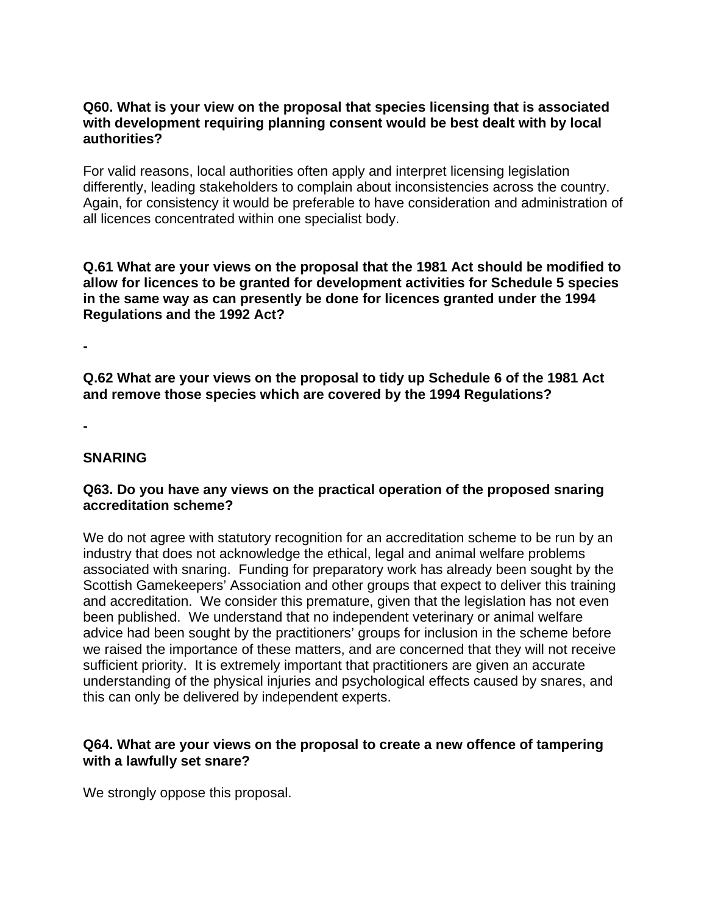**Q60. What is your view on the proposal that species licensing that is associated with development requiring planning consent would be best dealt with by local authorities?**

For valid reasons, local authorities often apply and interpret licensing legislation differently, leading stakeholders to complain about inconsistencies across the country. Again, for consistency it would be preferable to have consideration and administration of all licences concentrated within one specialist body.

**Q.61 What are your views on the proposal that the 1981 Act should be modified to allow for licences to be granted for development activities for Schedule 5 species in the same way as can presently be done for licences granted under the 1994 Regulations and the 1992 Act?**

**-**

**Q.62 What are your views on the proposal to tidy up Schedule 6 of the 1981 Act and remove those species which are covered by the 1994 Regulations?**

**-**

## SNARING

**Q63. Do you have any views on the practical operation of the proposed snaring accreditation scheme?**

We do not agree with statutory recognition for an accreditation scheme to be run by an industry that does not acknowledge the ethical, legal and animal welfare problems associated with snaring. Funding for preparatory work has already been sought by the Scottish Gamekeepers' Association and other groups that expect to deliver this training and accreditation. We consider this premature, given that the legislation has not even been published. We understand that no independent veterinary or animal welfare advice had been sought by the practitioners' groups for inclusion in the scheme before we raised the importance of these matters, and are concerned that they will not receive sufficient priority. It is extremely important that practitioners are given an accurate understanding of the physical injuries and psychological effects caused by snares, and this can only be delivered by independent experts.

**Q64. What are your views on the proposal to create a new offence of tampering with a lawfully set snare?**

We strongly oppose this proposal.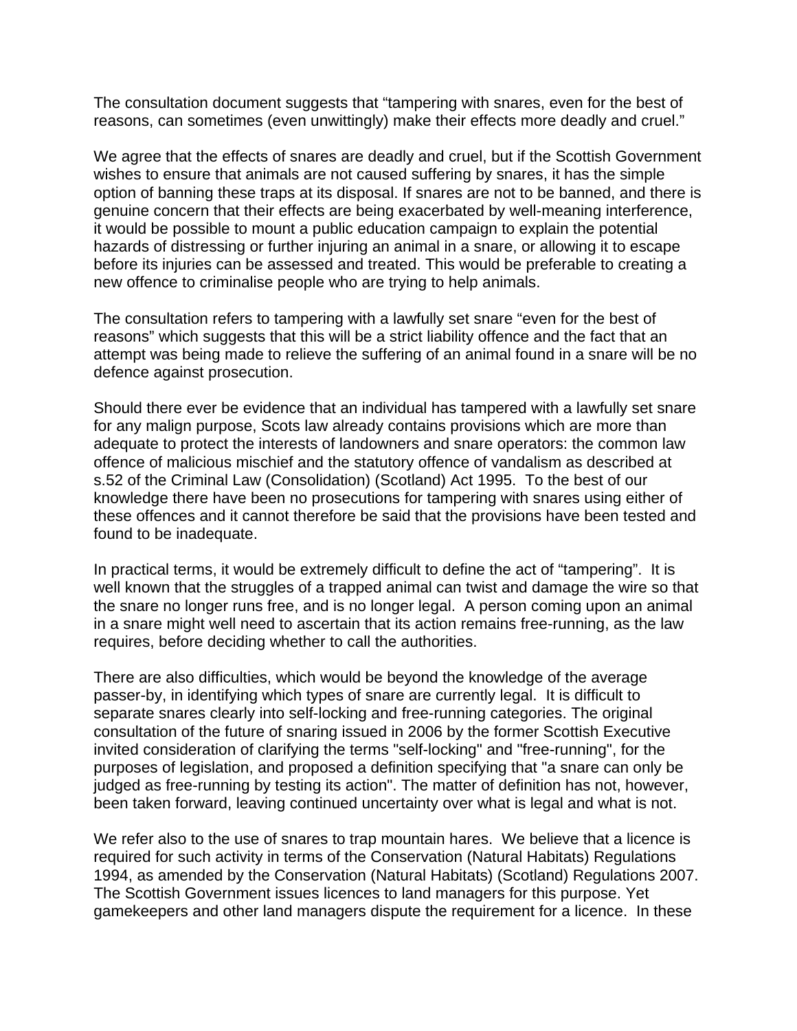The consultation document suggests that "tampering with snares, even for the best of reasons, can sometimes (even unwittingly) make their effects more deadly and cruel."

We agree that the effects of snares are deadly and cruel, but if the Scottish Government wishes to ensure that animals are not caused suffering by snares, it has the simple option of banning these traps at its disposal. If snares are not to be banned, and there is genuine concern that their effects are being exacerbated by well-meaning interference, it would be possible to mount a public education campaign to explain the potential hazards of distressing or further injuring an animal in a snare, or allowing it to escape before its injuries can be assessed and treated. This would be preferable to creating a new offence to criminalise people who are trying to help animals.

The consultation refers to tampering with a lawfully set snare "even for the best of reasons" which suggests that this will be a strict liability offence and the fact that an attempt was being made to relieve the suffering of an animal found in a snare will be no defence against prosecution.

Should there ever be evidence that an individual has tampered with a lawfully set snare for any malign purpose, Scots law already contains provisions which are more than adequate to protect the interests of landowners and snare operators: the common law offence of malicious mischief and the statutory offence of vandalism as described at s.52 of the Criminal Law (Consolidation) (Scotland) Act 1995. To the best of our knowledge there have been no prosecutions for tampering with snares using either of these offences and it cannot therefore be said that the provisions have been tested and found to be inadequate.

In practical terms, it would be extremely difficult to define the act of "tampering". It is well known that the struggles of a trapped animal can twist and damage the wire so that the snare no longer runs free, and is no longer legal. A person coming upon an animal in a snare might well need to ascertain that its action remains free-running, as the law requires, before deciding whether to call the authorities.

There are also difficulties, which would be beyond the knowledge of the average passer-by, in identifying which types of snare are currently legal. It is difficult to separate snares clearly into self-locking and free-running categories. The original consultation of the future of snaring issued in 2006 by the former Scottish Executive invited consideration of clarifying the terms "self-locking" and "free-running", for the purposes of legislation, and proposed a definition specifying that "a snare can only be judged as free-running by testing its action". The matter of definition has not, however, been taken forward, leaving continued uncertainty over what is legal and what is not.

We refer also to the use of snares to trap mountain hares. We believe that a licence is required for such activity in terms of the Conservation (Natural Habitats) Regulations 1994, as amended by the Conservation (Natural Habitats) (Scotland) Regulations 2007. The Scottish Government issues licences to land managers for this purpose. Yet gamekeepers and other land managers dispute the requirement for a licence. In these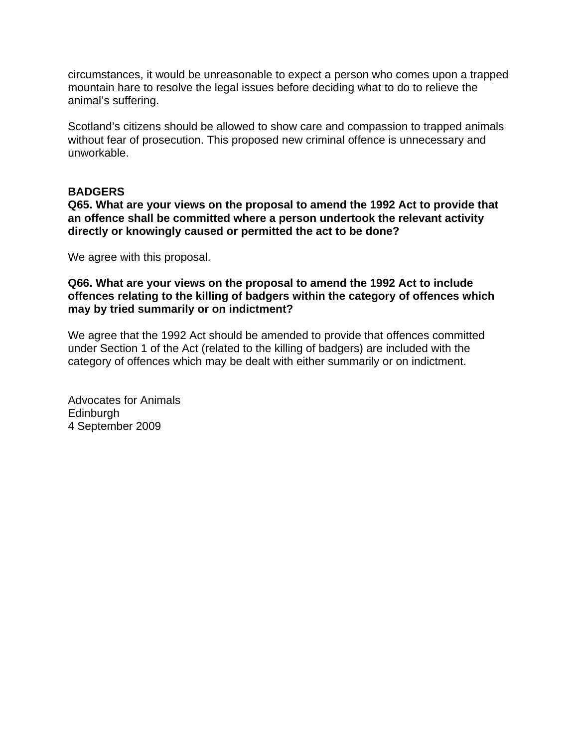circumstances, it would be unreasonable to expect a person who comes upon a trapped mountain hare to resolve the legal issues before deciding what to do to relieve the animal's suffering.

Scotland's citizens should be allowed to show care and compassion to trapped animals without fear of prosecution. This proposed new criminal offence is unnecessary and unworkable.

**BADGERS**

**Q65. What are your views on the proposal to amend the 1992 Act to provide that an offence shall be committed where a person undertook the relevant activity directly or knowingly caused or permitted the act to be done?**

We agree with this proposal.

**Q66. What are your views on the proposal to amend the 1992 Act to include offences relating to the killing of badgers within the category of offences which may by tried summarily or on indictment?**

We agree that the 1992 Act should be amended to provide that offences committed under Section 1 of the Act (related to the killing of badgers) are included with the category of offences which may be dealt with either summarily or on indictment.

Advocates for Animals
Edinburgh
4 September 2009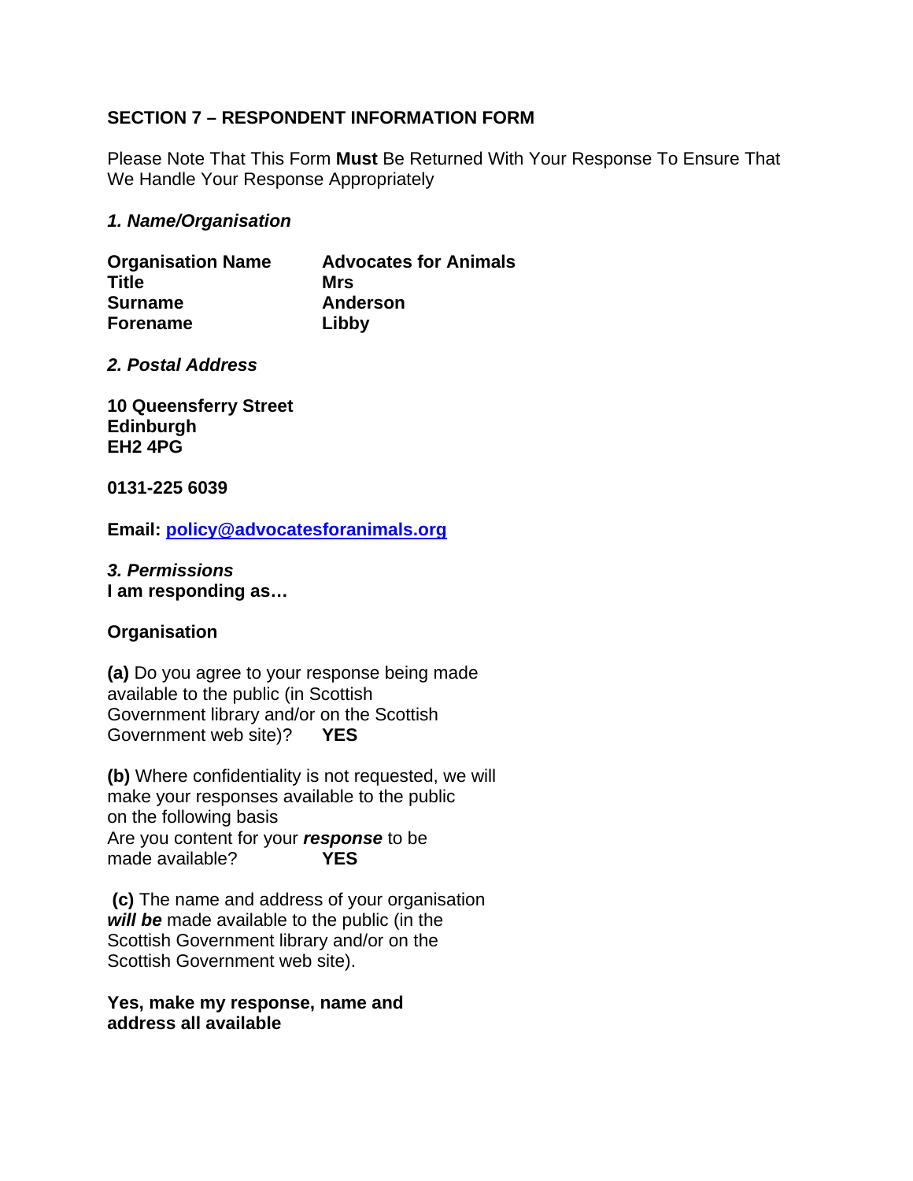**SECTION 7 – RESPONDENT INFORMATION FORM**

Please Note That This Form **Must** Be Returned With Your Response To Ensure That We Handle Your Response Appropriately

***1. Name/Organisation***

| | |
|---|---|
| **Organisation Name** | **Advocates for Animals** |
| **Title** | **Mrs** |
| **Surname** | **Anderson** |
| **Forename** | **Libby** |

***2. Postal Address***

**10 Queensferry Street**
**Edinburgh**
**EH2 4PG**

**0131-225 6039**

**Email: policy@advocatesforanimals.org**

***3. Permissions***
**I am responding as…**

**Organisation**

**(a)** Do you agree to your response being made available to the public (in Scottish Government library and/or on the Scottish Government web site)? **YES**

**(b)** Where confidentiality is not requested, we will make your responses available to the public on the following basis
Are you content for your ***response*** to be made available? **YES**

**(c)** The name and address of your organisation ***will be*** made available to the public (in the Scottish Government library and/or on the Scottish Government web site).

**Yes, make my response, name and address all available**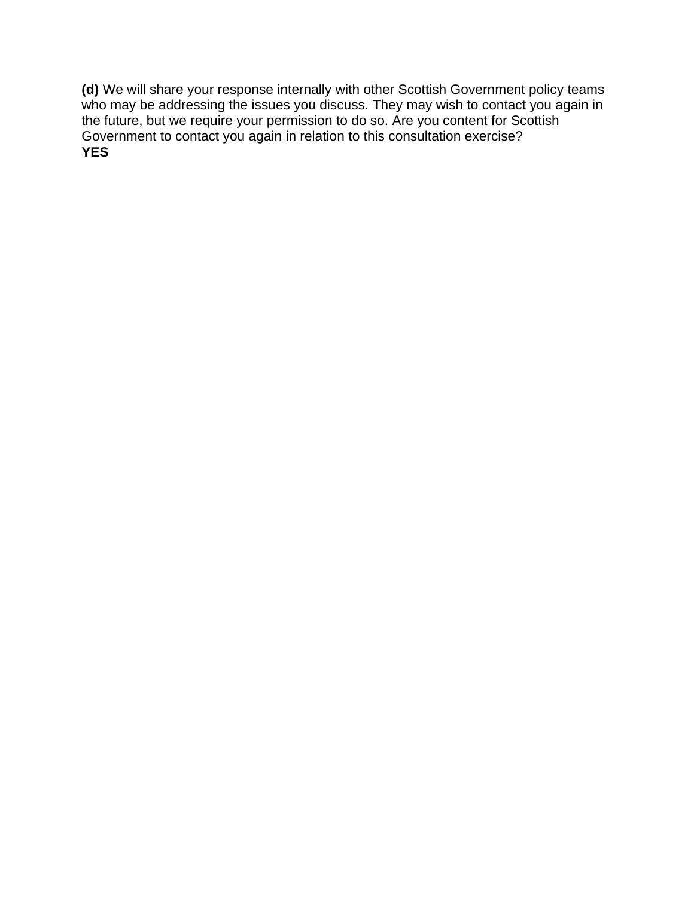**(d)** We will share your response internally with other Scottish Government policy teams who may be addressing the issues you discuss. They may wish to contact you again in the future, but we require your permission to do so. Are you content for Scottish Government to contact you again in relation to this consultation exercise?
**YES**